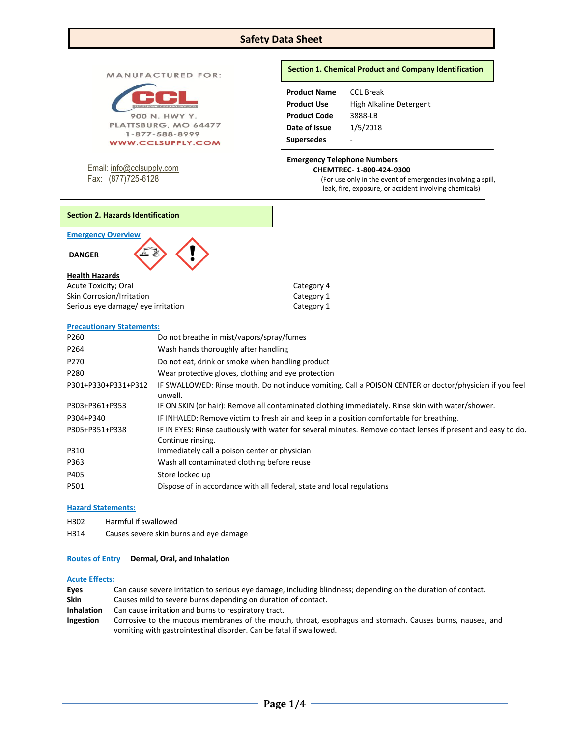# Safety Data Sheet

MANUFACTURED FOR:

CCL PROFESSIONAL CLEANING PRODUCTS

900 N. HWY Y.
PLATTSBURG, MO 64477
1-877-588-8999
WWW.CCLSUPPLY.COM

Email: info@cclsupply.com
Fax: (877)725-6128

## Section 1. Chemical Product and Company Identification

| | |
|---|---|
| **Product Name** | CCL Break |
| **Product Use** | High Alkaline Detergent |
| **Product Code** | 3888-LB |
| **Date of Issue** | 1/5/2018 |
| **Supersedes** | - |

**Emergency Telephone Numbers**

**CHEMTREC- 1-800-424-9300**

(For use only in the event of emergencies involving a spill, leak, fire, exposure, or accident involving chemicals)

## Section 2. Hazards Identification

**Emergency Overview**

**DANGER**

**Health Hazards**

| | |
|---|---|
| Acute Toxicity; Oral | Category 4 |
| Skin Corrosion/Irritation | Category 1 |
| Serious eye damage/ eye irritation | Category 1 |

**Precautionary Statements:**

| | |
|---|---|
| P260 | Do not breathe in mist/vapors/spray/fumes |
| P264 | Wash hands thoroughly after handling |
| P270 | Do not eat, drink or smoke when handling product |
| P280 | Wear protective gloves, clothing and eye protection |
| P301+P330+P331+P312 | IF SWALLOWED: Rinse mouth. Do not induce vomiting. Call a POISON CENTER or doctor/physician if you feel unwell. |
| P303+P361+P353 | IF ON SKIN (or hair): Remove all contaminated clothing immediately. Rinse skin with water/shower. |
| P304+P340 | IF INHALED: Remove victim to fresh air and keep in a position comfortable for breathing. |
| P305+P351+P338 | IF IN EYES: Rinse cautiously with water for several minutes. Remove contact lenses if present and easy to do. Continue rinsing. |
| P310 | Immediately call a poison center or physician |
| P363 | Wash all contaminated clothing before reuse |
| P405 | Store locked up |
| P501 | Dispose of in accordance with all federal, state and local regulations |

**Hazard Statements:**

| | |
|---|---|
| H302 | Harmful if swallowed |
| H314 | Causes severe skin burns and eye damage |

**Routes of Entry** **Dermal, Oral, and Inhalation**

**Acute Effects:**

| | |
|---|---|
| **Eyes** | Can cause severe irritation to serious eye damage, including blindness; depending on the duration of contact. |
| **Skin** | Causes mild to severe burns depending on duration of contact. |
| **Inhalation** | Can cause irritation and burns to respiratory tract. |
| **Ingestion** | Corrosive to the mucous membranes of the mouth, throat, esophagus and stomach. Causes burns, nausea, and vomiting with gastrointestinal disorder. Can be fatal if swallowed. |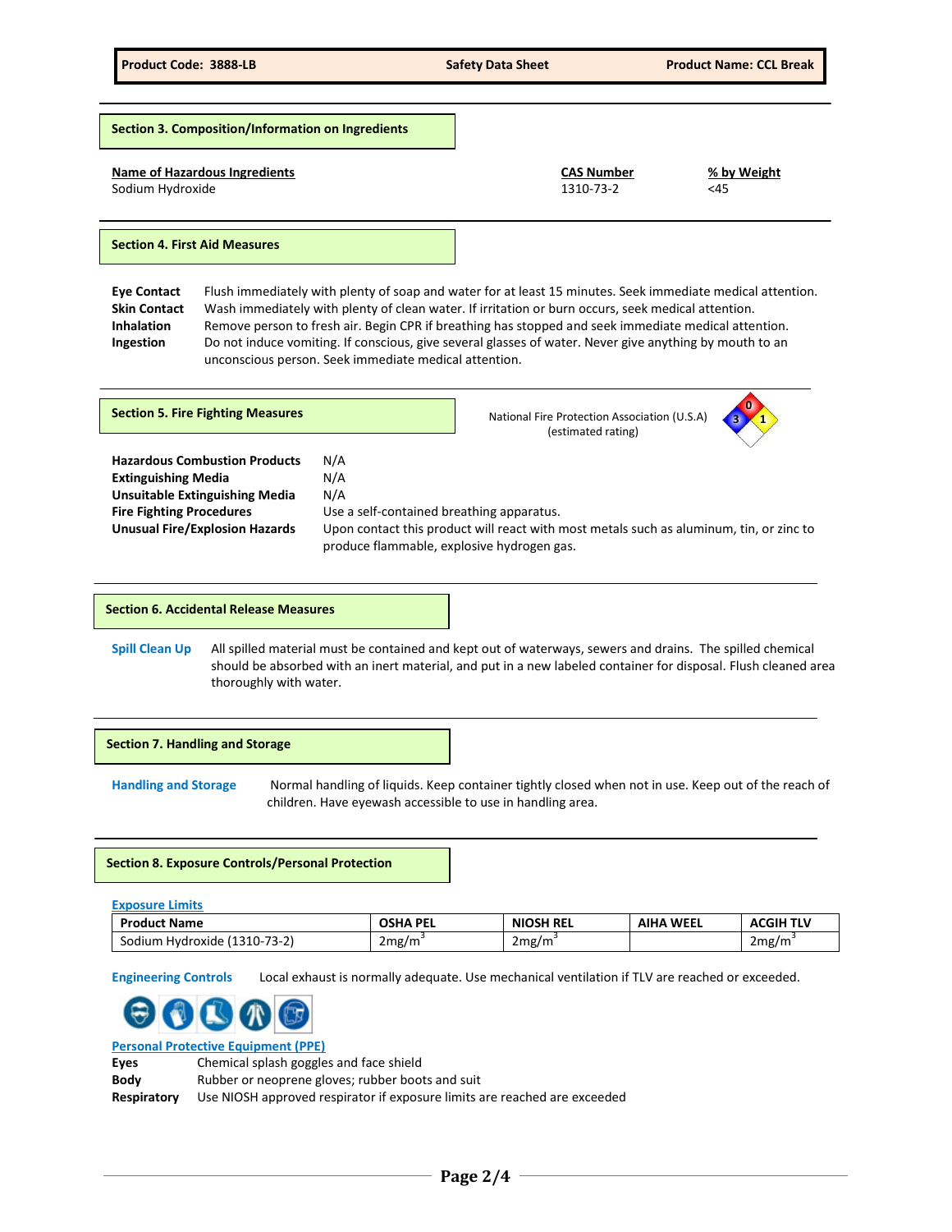## Section 3. Composition/Information on Ingredients

| Name of Hazardous Ingredients | CAS Number | % by Weight |
|---|---|---|
| Sodium Hydroxide | 1310-73-2 | <45 |

## Section 4. First Aid Measures

**Eye Contact** Flush immediately with plenty of soap and water for at least 15 minutes. Seek immediate medical attention.

**Skin Contact** Wash immediately with plenty of clean water. If irritation or burn occurs, seek medical attention.

**Inhalation** Remove person to fresh air. Begin CPR if breathing has stopped and seek immediate medical attention.

**Ingestion** Do not induce vomiting. If conscious, give several glasses of water. Never give anything by mouth to an unconscious person. Seek immediate medical attention.

## Section 5. Fire Fighting Measures

National Fire Protection Association (U.S.A) (estimated rating)

Health: 3, Flammability: 0, Reactivity: 1

**Hazardous Combustion Products** N/A

**Extinguishing Media** N/A

**Unsuitable Extinguishing Media** N/A

**Fire Fighting Procedures** Use a self-contained breathing apparatus.

**Unusual Fire/Explosion Hazards** Upon contact this product will react with most metals such as aluminum, tin, or zinc to produce flammable, explosive hydrogen gas.

## Section 6. Accidental Release Measures

**Spill Clean Up** All spilled material must be contained and kept out of waterways, sewers and drains. The spilled chemical should be absorbed with an inert material, and put in a new labeled container for disposal. Flush cleaned area thoroughly with water.

## Section 7. Handling and Storage

**Handling and Storage** Normal handling of liquids. Keep container tightly closed when not in use. Keep out of the reach of children. Have eyewash accessible to use in handling area.

## Section 8. Exposure Controls/Personal Protection

**Exposure Limits**

| Product Name | OSHA PEL | NIOSH REL | AIHA WEEL | ACGIH TLV |
|---|---|---|---|---|
| Sodium Hydroxide (1310-73-2) | 2mg/m$^3$ | 2mg/m$^3$ | | 2mg/m$^3$ |

**Engineering Controls** Local exhaust is normally adequate. Use mechanical ventilation if TLV are reached or exceeded.

**Personal Protective Equipment (PPE)**

**Eyes** Chemical splash goggles and face shield

**Body** Rubber or neoprene gloves; rubber boots and suit

**Respiratory** Use NIOSH approved respirator if exposure limits are reached are exceeded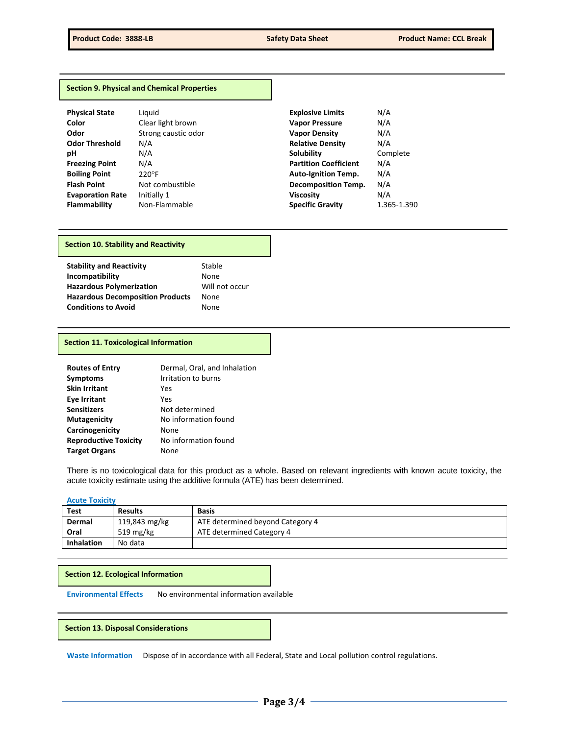## Section 9. Physical and Chemical Properties

| Property | Value | Property | Value |
|---|---|---|---|
| **Physical State** | Liquid | **Explosive Limits** | N/A |
| **Color** | Clear light brown | **Vapor Pressure** | N/A |
| **Odor** | Strong caustic odor | **Vapor Density** | N/A |
| **Odor Threshold** | N/A | **Relative Density** | N/A |
| **pH** | N/A | **Solubility** | Complete |
| **Freezing Point** | N/A | **Partition Coefficient** | N/A |
| **Boiling Point** | 220°F | **Auto-Ignition Temp.** | N/A |
| **Flash Point** | Not combustible | **Decomposition Temp.** | N/A |
| **Evaporation Rate** | Initially 1 | **Viscosity** | N/A |
| **Flammability** | Non-Flammable | **Specific Gravity** | 1.365-1.390 |

## Section 10. Stability and Reactivity

| | |
|---|---|
| **Stability and Reactivity** | Stable |
| **Incompatibility** | None |
| **Hazardous Polymerization** | Will not occur |
| **Hazardous Decomposition Products** | None |
| **Conditions to Avoid** | None |

## Section 11. Toxicological Information

| | |
|---|---|
| **Routes of Entry** | Dermal, Oral, and Inhalation |
| **Symptoms** | Irritation to burns |
| **Skin Irritant** | Yes |
| **Eye Irritant** | Yes |
| **Sensitizers** | Not determined |
| **Mutagenicity** | No information found |
| **Carcinogenicity** | None |
| **Reproductive Toxicity** | No information found |
| **Target Organs** | None |

There is no toxicological data for this product as a whole. Based on relevant ingredients with known acute toxicity, the acute toxicity estimate using the additive formula (ATE) has been determined.

**Acute Toxicity**

| Test | Results | Basis |
|---|---|---|
| **Dermal** | 119,843 mg/kg | ATE determined beyond Category 4 |
| **Oral** | 519 mg/kg | ATE determined Category 4 |
| **Inhalation** | No data | |

## Section 12. Ecological Information

**Environmental Effects** No environmental information available

## Section 13. Disposal Considerations

**Waste Information** Dispose of in accordance with all Federal, State and Local pollution control regulations.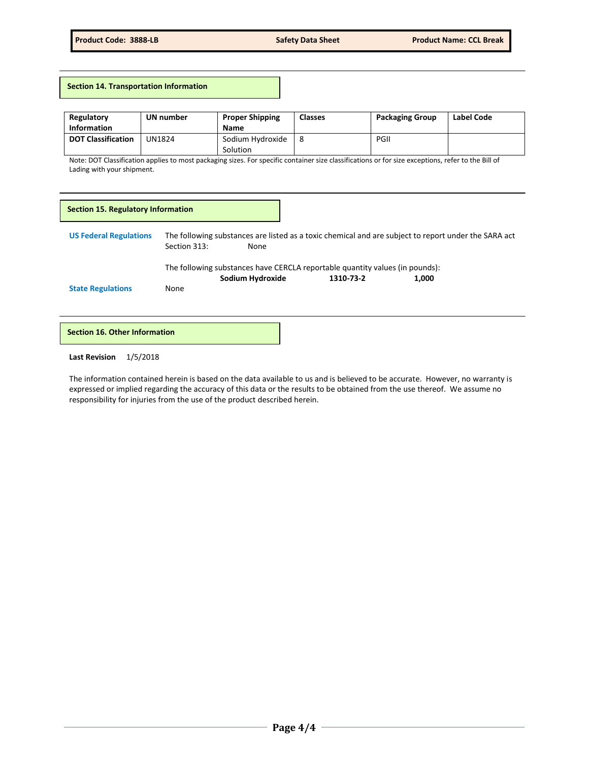## Section 14. Transportation Information

| Regulatory Information | UN number | Proper Shipping Name | Classes | Packaging Group | Label Code |
|---|---|---|---|---|---|
| **DOT Classification** | UN1824 | Sodium Hydroxide Solution | 8 | PGII | |

Note: DOT Classification applies to most packaging sizes. For specific container size classifications or for size exceptions, refer to the Bill of Lading with your shipment.

## Section 15. Regulatory Information

**US Federal Regulations**

The following substances are listed as a toxic chemical and are subject to report under the SARA act Section 313: None

The following substances have CERCLA reportable quantity values (in pounds):

**Sodium Hydroxide** **1310-73-2** **1,000**

**State Regulations**

None

## Section 16. Other Information

**Last Revision** 1/5/2018

The information contained herein is based on the data available to us and is believed to be accurate. However, no warranty is expressed or implied regarding the accuracy of this data or the results to be obtained from the use thereof. We assume no responsibility for injuries from the use of the product described herein.